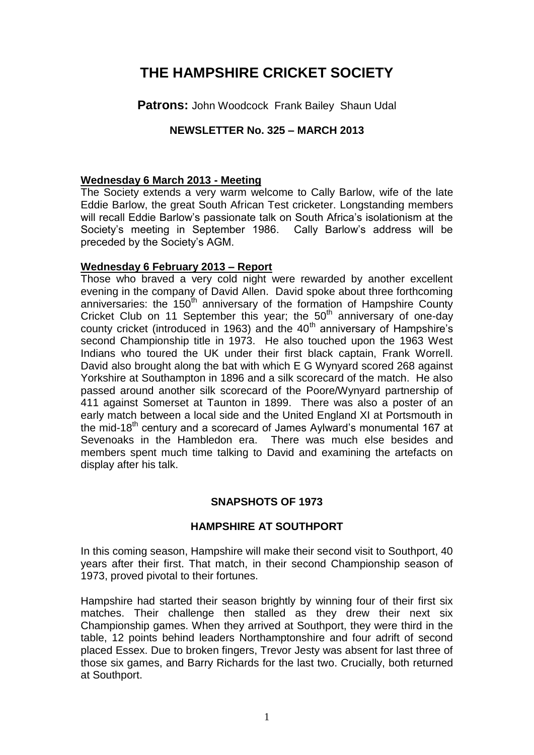# THE HAMPSHIRE CRICKET SOCIETY

**Patrons:** John Woodcock Frank Bailey Shaun Udal

**NEWSLETTER No. 325 – MARCH 2013**

**Wednesday 6 March 2013 - Meeting**

The Society extends a very warm welcome to Cally Barlow, wife of the late Eddie Barlow, the great South African Test cricketer. Longstanding members will recall Eddie Barlow's passionate talk on South Africa's isolationism at the Society's meeting in September 1986. Cally Barlow's address will be preceded by the Society's AGM.

**Wednesday 6 February 2013 – Report**

Those who braved a very cold night were rewarded by another excellent evening in the company of David Allen. David spoke about three forthcoming anniversaries: the 150th anniversary of the formation of Hampshire County Cricket Club on 11 September this year; the 50th anniversary of one-day county cricket (introduced in 1963) and the 40th anniversary of Hampshire's second Championship title in 1973. He also touched upon the 1963 West Indians who toured the UK under their first black captain, Frank Worrell. David also brought along the bat with which E G Wynyard scored 268 against Yorkshire at Southampton in 1896 and a silk scorecard of the match. He also passed around another silk scorecard of the Poore/Wynyard partnership of 411 against Somerset at Taunton in 1899. There was also a poster of an early match between a local side and the United England XI at Portsmouth in the mid-18th century and a scorecard of James Aylward's monumental 167 at Sevenoaks in the Hambledon era. There was much else besides and members spent much time talking to David and examining the artefacts on display after his talk.

## SNAPSHOTS OF 1973

### HAMPSHIRE AT SOUTHPORT

In this coming season, Hampshire will make their second visit to Southport, 40 years after their first. That match, in their second Championship season of 1973, proved pivotal to their fortunes.

Hampshire had started their season brightly by winning four of their first six matches. Their challenge then stalled as they drew their next six Championship games. When they arrived at Southport, they were third in the table, 12 points behind leaders Northamptonshire and four adrift of second placed Essex. Due to broken fingers, Trevor Jesty was absent for last three of those six games, and Barry Richards for the last two. Crucially, both returned at Southport.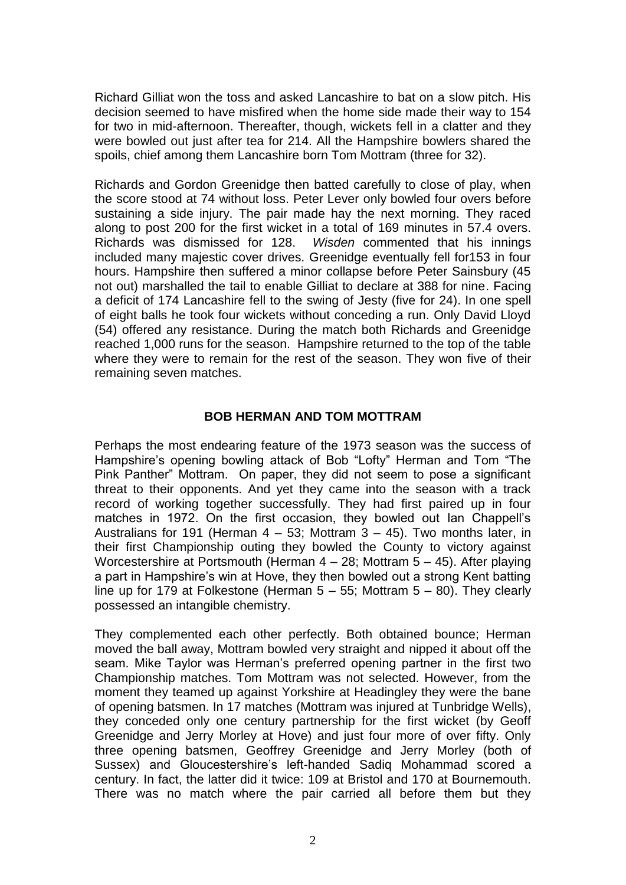Richard Gilliat won the toss and asked Lancashire to bat on a slow pitch. His decision seemed to have misfired when the home side made their way to 154 for two in mid-afternoon. Thereafter, though, wickets fell in a clatter and they were bowled out just after tea for 214. All the Hampshire bowlers shared the spoils, chief among them Lancashire born Tom Mottram (three for 32).

Richards and Gordon Greenidge then batted carefully to close of play, when the score stood at 74 without loss. Peter Lever only bowled four overs before sustaining a side injury. The pair made hay the next morning. They raced along to post 200 for the first wicket in a total of 169 minutes in 57.4 overs. Richards was dismissed for 128. *Wisden* commented that his innings included many majestic cover drives. Greenidge eventually fell for153 in four hours. Hampshire then suffered a minor collapse before Peter Sainsbury (45 not out) marshalled the tail to enable Gilliat to declare at 388 for nine. Facing a deficit of 174 Lancashire fell to the swing of Jesty (five for 24). In one spell of eight balls he took four wickets without conceding a run. Only David Lloyd (54) offered any resistance. During the match both Richards and Greenidge reached 1,000 runs for the season. Hampshire returned to the top of the table where they were to remain for the rest of the season. They won five of their remaining seven matches.

## BOB HERMAN AND TOM MOTTRAM

Perhaps the most endearing feature of the 1973 season was the success of Hampshire's opening bowling attack of Bob "Lofty" Herman and Tom "The Pink Panther" Mottram. On paper, they did not seem to pose a significant threat to their opponents. And yet they came into the season with a track record of working together successfully. They had first paired up in four matches in 1972. On the first occasion, they bowled out Ian Chappell's Australians for 191 (Herman 4 – 53; Mottram 3 – 45). Two months later, in their first Championship outing they bowled the County to victory against Worcestershire at Portsmouth (Herman 4 – 28; Mottram 5 – 45). After playing a part in Hampshire's win at Hove, they then bowled out a strong Kent batting line up for 179 at Folkestone (Herman 5 – 55; Mottram 5 – 80). They clearly possessed an intangible chemistry.

They complemented each other perfectly. Both obtained bounce; Herman moved the ball away, Mottram bowled very straight and nipped it about off the seam. Mike Taylor was Herman's preferred opening partner in the first two Championship matches. Tom Mottram was not selected. However, from the moment they teamed up against Yorkshire at Headingley they were the bane of opening batsmen. In 17 matches (Mottram was injured at Tunbridge Wells), they conceded only one century partnership for the first wicket (by Geoff Greenidge and Jerry Morley at Hove) and just four more of over fifty. Only three opening batsmen, Geoffrey Greenidge and Jerry Morley (both of Sussex) and Gloucestershire's left-handed Sadiq Mohammad scored a century. In fact, the latter did it twice: 109 at Bristol and 170 at Bournemouth. There was no match where the pair carried all before them but they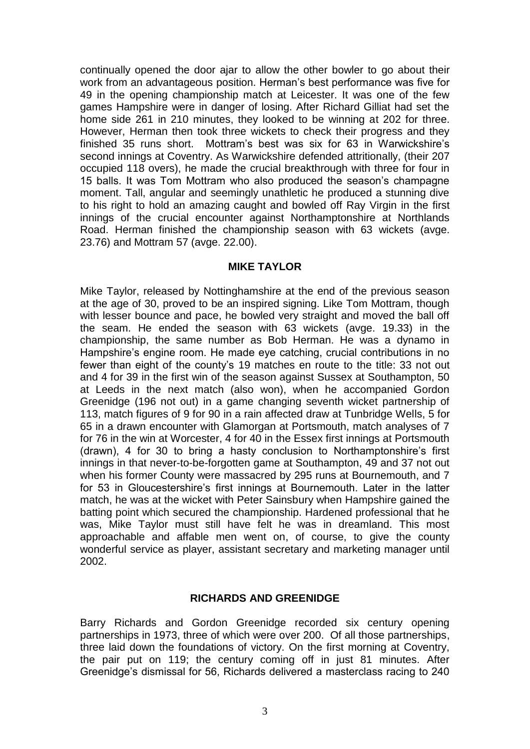continually opened the door ajar to allow the other bowler to go about their work from an advantageous position. Herman's best performance was five for 49 in the opening championship match at Leicester. It was one of the few games Hampshire were in danger of losing. After Richard Gilliat had set the home side 261 in 210 minutes, they looked to be winning at 202 for three. However, Herman then took three wickets to check their progress and they finished 35 runs short. Mottram's best was six for 63 in Warwickshire's second innings at Coventry. As Warwickshire defended attritionally, (their 207 occupied 118 overs), he made the crucial breakthrough with three for four in 15 balls. It was Tom Mottram who also produced the season's champagne moment. Tall, angular and seemingly unathletic he produced a stunning dive to his right to hold an amazing caught and bowled off Ray Virgin in the first innings of the crucial encounter against Northamptonshire at Northlands Road. Herman finished the championship season with 63 wickets (avge. 23.76) and Mottram 57 (avge. 22.00).

## MIKE TAYLOR

Mike Taylor, released by Nottinghamshire at the end of the previous season at the age of 30, proved to be an inspired signing. Like Tom Mottram, though with lesser bounce and pace, he bowled very straight and moved the ball off the seam. He ended the season with 63 wickets (avge. 19.33) in the championship, the same number as Bob Herman. He was a dynamo in Hampshire's engine room. He made eye catching, crucial contributions in no fewer than eight of the county's 19 matches en route to the title: 33 not out and 4 for 39 in the first win of the season against Sussex at Southampton, 50 at Leeds in the next match (also won), when he accompanied Gordon Greenidge (196 not out) in a game changing seventh wicket partnership of 113, match figures of 9 for 90 in a rain affected draw at Tunbridge Wells, 5 for 65 in a drawn encounter with Glamorgan at Portsmouth, match analyses of 7 for 76 in the win at Worcester, 4 for 40 in the Essex first innings at Portsmouth (drawn), 4 for 30 to bring a hasty conclusion to Northamptonshire's first innings in that never-to-be-forgotten game at Southampton, 49 and 37 not out when his former County were massacred by 295 runs at Bournemouth, and 7 for 53 in Gloucestershire's first innings at Bournemouth. Later in the latter match, he was at the wicket with Peter Sainsbury when Hampshire gained the batting point which secured the championship. Hardened professional that he was, Mike Taylor must still have felt he was in dreamland. This most approachable and affable men went on, of course, to give the county wonderful service as player, assistant secretary and marketing manager until 2002.

## RICHARDS AND GREENIDGE

Barry Richards and Gordon Greenidge recorded six century opening partnerships in 1973, three of which were over 200. Of all those partnerships, three laid down the foundations of victory. On the first morning at Coventry, the pair put on 119; the century coming off in just 81 minutes. After Greenidge's dismissal for 56, Richards delivered a masterclass racing to 240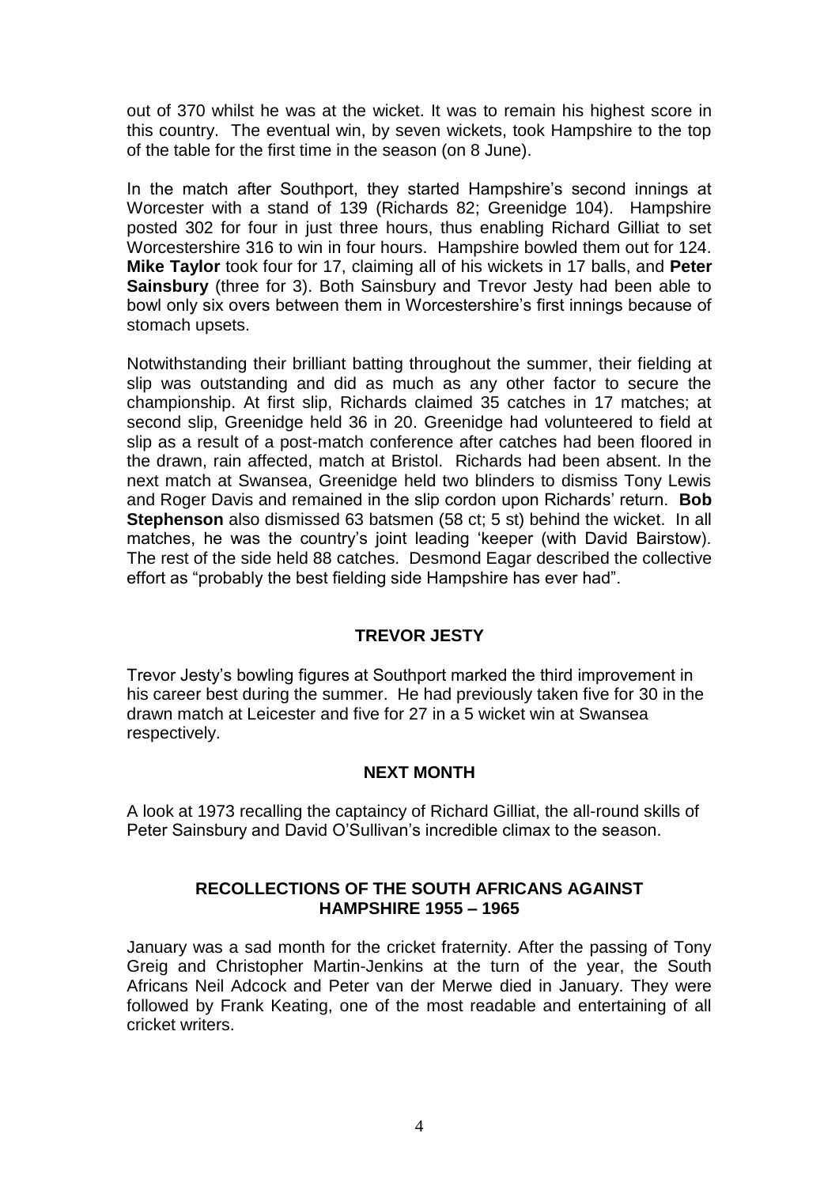out of 370 whilst he was at the wicket. It was to remain his highest score in this country. The eventual win, by seven wickets, took Hampshire to the top of the table for the first time in the season (on 8 June).

In the match after Southport, they started Hampshire's second innings at Worcester with a stand of 139 (Richards 82; Greenidge 104). Hampshire posted 302 for four in just three hours, thus enabling Richard Gilliat to set Worcestershire 316 to win in four hours. Hampshire bowled them out for 124. **Mike Taylor** took four for 17, claiming all of his wickets in 17 balls, and **Peter Sainsbury** (three for 3). Both Sainsbury and Trevor Jesty had been able to bowl only six overs between them in Worcestershire's first innings because of stomach upsets.

Notwithstanding their brilliant batting throughout the summer, their fielding at slip was outstanding and did as much as any other factor to secure the championship. At first slip, Richards claimed 35 catches in 17 matches; at second slip, Greenidge held 36 in 20. Greenidge had volunteered to field at slip as a result of a post-match conference after catches had been floored in the drawn, rain affected, match at Bristol. Richards had been absent. In the next match at Swansea, Greenidge held two blinders to dismiss Tony Lewis and Roger Davis and remained in the slip cordon upon Richards' return. **Bob Stephenson** also dismissed 63 batsmen (58 ct; 5 st) behind the wicket. In all matches, he was the country's joint leading 'keeper (with David Bairstow). The rest of the side held 88 catches. Desmond Eagar described the collective effort as "probably the best fielding side Hampshire has ever had".

## TREVOR JESTY

Trevor Jesty's bowling figures at Southport marked the third improvement in his career best during the summer. He had previously taken five for 30 in the drawn match at Leicester and five for 27 in a 5 wicket win at Swansea respectively.

## NEXT MONTH

A look at 1973 recalling the captaincy of Richard Gilliat, the all-round skills of Peter Sainsbury and David O'Sullivan's incredible climax to the season.

## RECOLLECTIONS OF THE SOUTH AFRICANS AGAINST HAMPSHIRE 1955 – 1965

January was a sad month for the cricket fraternity. After the passing of Tony Greig and Christopher Martin-Jenkins at the turn of the year, the South Africans Neil Adcock and Peter van der Merwe died in January. They were followed by Frank Keating, one of the most readable and entertaining of all cricket writers.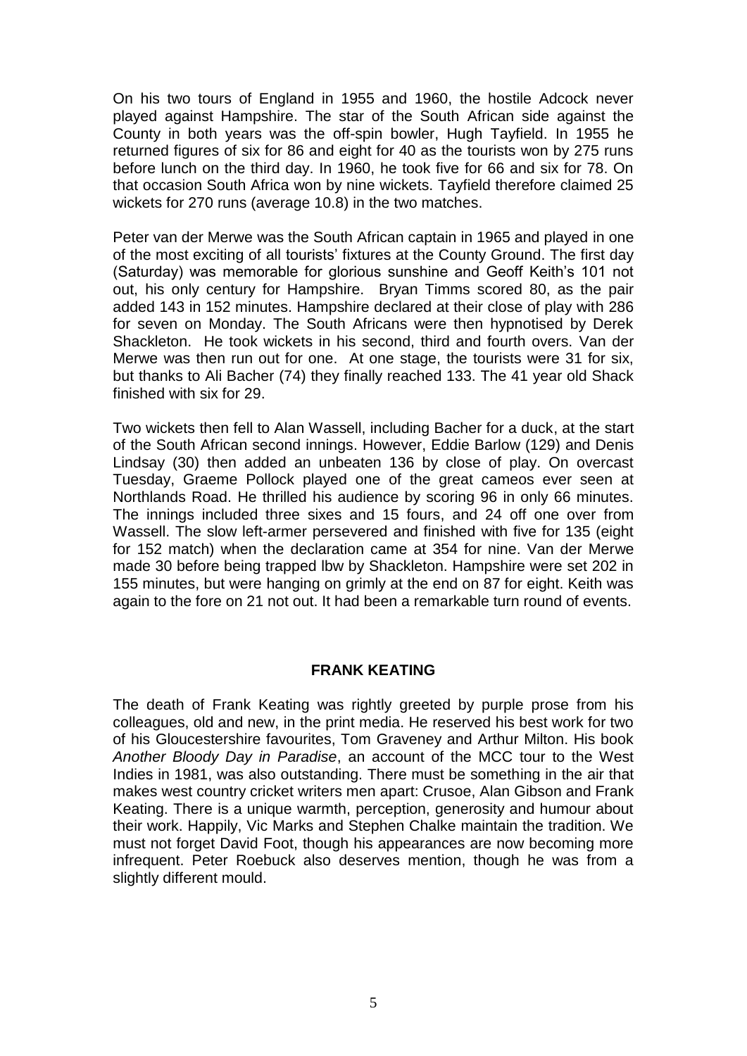On his two tours of England in 1955 and 1960, the hostile Adcock never played against Hampshire. The star of the South African side against the County in both years was the off-spin bowler, Hugh Tayfield. In 1955 he returned figures of six for 86 and eight for 40 as the tourists won by 275 runs before lunch on the third day. In 1960, he took five for 66 and six for 78. On that occasion South Africa won by nine wickets. Tayfield therefore claimed 25 wickets for 270 runs (average 10.8) in the two matches.

Peter van der Merwe was the South African captain in 1965 and played in one of the most exciting of all tourists' fixtures at the County Ground. The first day (Saturday) was memorable for glorious sunshine and Geoff Keith's 101 not out, his only century for Hampshire. Bryan Timms scored 80, as the pair added 143 in 152 minutes. Hampshire declared at their close of play with 286 for seven on Monday. The South Africans were then hypnotised by Derek Shackleton. He took wickets in his second, third and fourth overs. Van der Merwe was then run out for one. At one stage, the tourists were 31 for six, but thanks to Ali Bacher (74) they finally reached 133. The 41 year old Shack finished with six for 29.

Two wickets then fell to Alan Wassell, including Bacher for a duck, at the start of the South African second innings. However, Eddie Barlow (129) and Denis Lindsay (30) then added an unbeaten 136 by close of play. On overcast Tuesday, Graeme Pollock played one of the great cameos ever seen at Northlands Road. He thrilled his audience by scoring 96 in only 66 minutes. The innings included three sixes and 15 fours, and 24 off one over from Wassell. The slow left-armer persevered and finished with five for 135 (eight for 152 match) when the declaration came at 354 for nine. Van der Merwe made 30 before being trapped lbw by Shackleton. Hampshire were set 202 in 155 minutes, but were hanging on grimly at the end on 87 for eight. Keith was again to the fore on 21 not out. It had been a remarkable turn round of events.

## FRANK KEATING

The death of Frank Keating was rightly greeted by purple prose from his colleagues, old and new, in the print media. He reserved his best work for two of his Gloucestershire favourites, Tom Graveney and Arthur Milton. His book *Another Bloody Day in Paradise*, an account of the MCC tour to the West Indies in 1981, was also outstanding. There must be something in the air that makes west country cricket writers men apart: Crusoe, Alan Gibson and Frank Keating. There is a unique warmth, perception, generosity and humour about their work. Happily, Vic Marks and Stephen Chalke maintain the tradition. We must not forget David Foot, though his appearances are now becoming more infrequent. Peter Roebuck also deserves mention, though he was from a slightly different mould.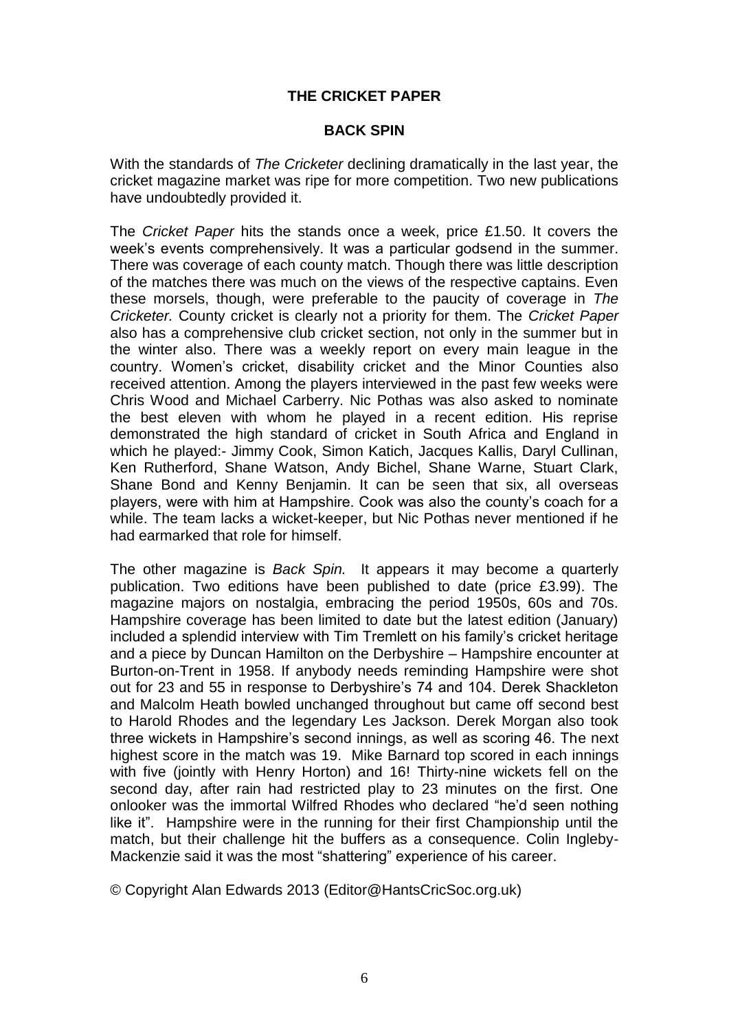# THE CRICKET PAPER

## BACK SPIN

With the standards of *The Cricketer* declining dramatically in the last year, the cricket magazine market was ripe for more competition. Two new publications have undoubtedly provided it.

The *Cricket Paper* hits the stands once a week, price £1.50. It covers the week's events comprehensively. It was a particular godsend in the summer. There was coverage of each county match. Though there was little description of the matches there was much on the views of the respective captains. Even these morsels, though, were preferable to the paucity of coverage in *The Cricketer.* County cricket is clearly not a priority for them. The *Cricket Paper* also has a comprehensive club cricket section, not only in the summer but in the winter also. There was a weekly report on every main league in the country. Women's cricket, disability cricket and the Minor Counties also received attention. Among the players interviewed in the past few weeks were Chris Wood and Michael Carberry. Nic Pothas was also asked to nominate the best eleven with whom he played in a recent edition. His reprise demonstrated the high standard of cricket in South Africa and England in which he played:- Jimmy Cook, Simon Katich, Jacques Kallis, Daryl Cullinan, Ken Rutherford, Shane Watson, Andy Bichel, Shane Warne, Stuart Clark, Shane Bond and Kenny Benjamin. It can be seen that six, all overseas players, were with him at Hampshire. Cook was also the county's coach for a while. The team lacks a wicket-keeper, but Nic Pothas never mentioned if he had earmarked that role for himself.

The other magazine is *Back Spin.* It appears it may become a quarterly publication. Two editions have been published to date (price £3.99). The magazine majors on nostalgia, embracing the period 1950s, 60s and 70s. Hampshire coverage has been limited to date but the latest edition (January) included a splendid interview with Tim Tremlett on his family's cricket heritage and a piece by Duncan Hamilton on the Derbyshire – Hampshire encounter at Burton-on-Trent in 1958. If anybody needs reminding Hampshire were shot out for 23 and 55 in response to Derbyshire's 74 and 104. Derek Shackleton and Malcolm Heath bowled unchanged throughout but came off second best to Harold Rhodes and the legendary Les Jackson. Derek Morgan also took three wickets in Hampshire's second innings, as well as scoring 46. The next highest score in the match was 19. Mike Barnard top scored in each innings with five (jointly with Henry Horton) and 16! Thirty-nine wickets fell on the second day, after rain had restricted play to 23 minutes on the first. One onlooker was the immortal Wilfred Rhodes who declared "he'd seen nothing like it". Hampshire were in the running for their first Championship until the match, but their challenge hit the buffers as a consequence. Colin Ingleby-Mackenzie said it was the most "shattering" experience of his career.

© Copyright Alan Edwards 2013 (Editor@HantsCricSoc.org.uk)